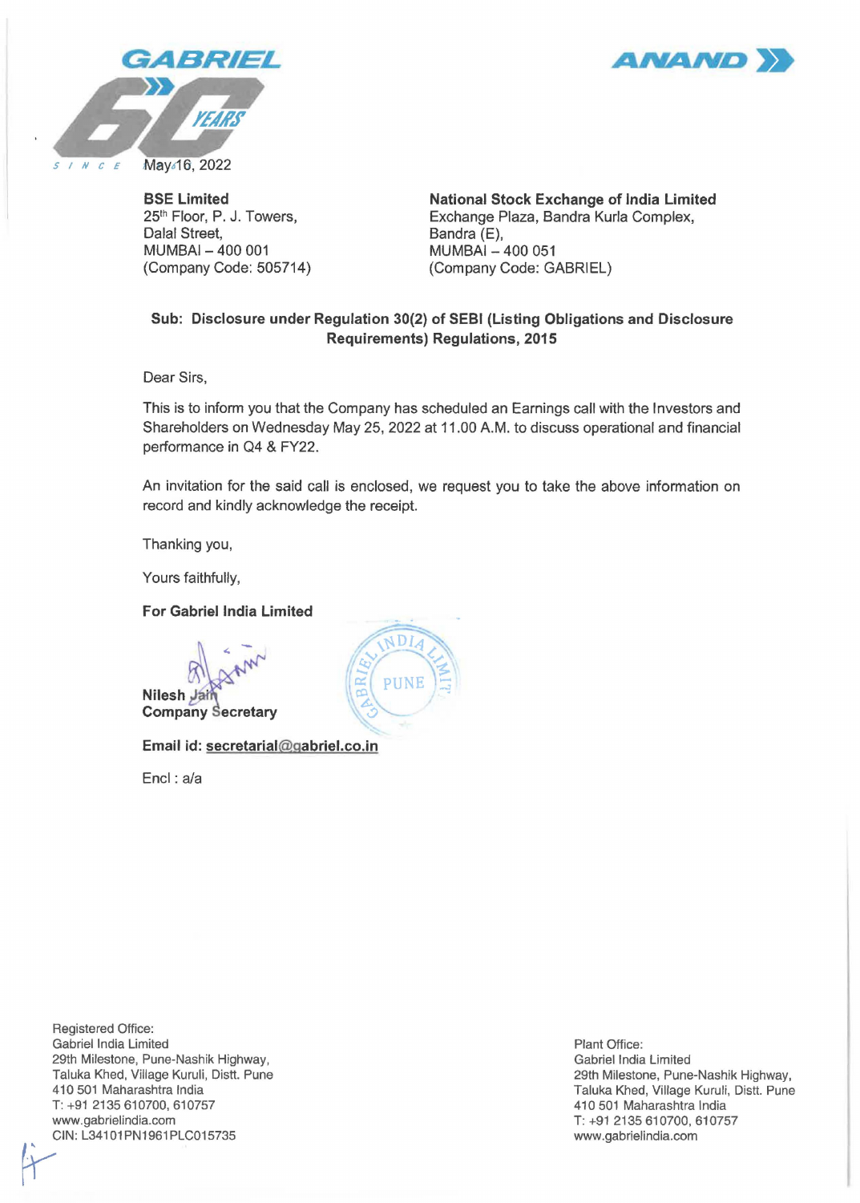GABRIEL

60 YEARS SINCE

ANAND

May 16, 2022

**BSE Limited**
25th Floor, P. J. Towers,
Dalal Street,
MUMBAI – 400 001
(Company Code: 505714)

**National Stock Exchange of India Limited**
Exchange Plaza, Bandra Kurla Complex,
Bandra (E),
MUMBAI – 400 051
(Company Code: GABRIEL)

**Sub: Disclosure under Regulation 30(2) of SEBI (Listing Obligations and Disclosure Requirements) Regulations, 2015**

Dear Sirs,

This is to inform you that the Company has scheduled an Earnings call with the Investors and Shareholders on Wednesday May 25, 2022 at 11.00 A.M. to discuss operational and financial performance in Q4 & FY22.

An invitation for the said call is enclosed, we request you to take the above information on record and kindly acknowledge the receipt.

Thanking you,

Yours faithfully,

**For Gabriel India Limited**

**Nilesh Jain**
**Company Secretary**

**Email id: secretarial@gabriel.co.in**

Encl : a/a

Registered Office:
Gabriel India Limited
29th Milestone, Pune-Nashik Highway,
Taluka Khed, Village Kuruli, Distt. Pune
410 501 Maharashtra India
T: +91 2135 610700, 610757
www.gabrielindia.com
CIN: L34101PN1961PLC015735

Plant Office:
Gabriel India Limited
29th Milestone, Pune-Nashik Highway,
Taluka Khed, Village Kuruli, Distt. Pune
410 501 Maharashtra India
T: +91 2135 610700, 610757
www.gabrielindia.com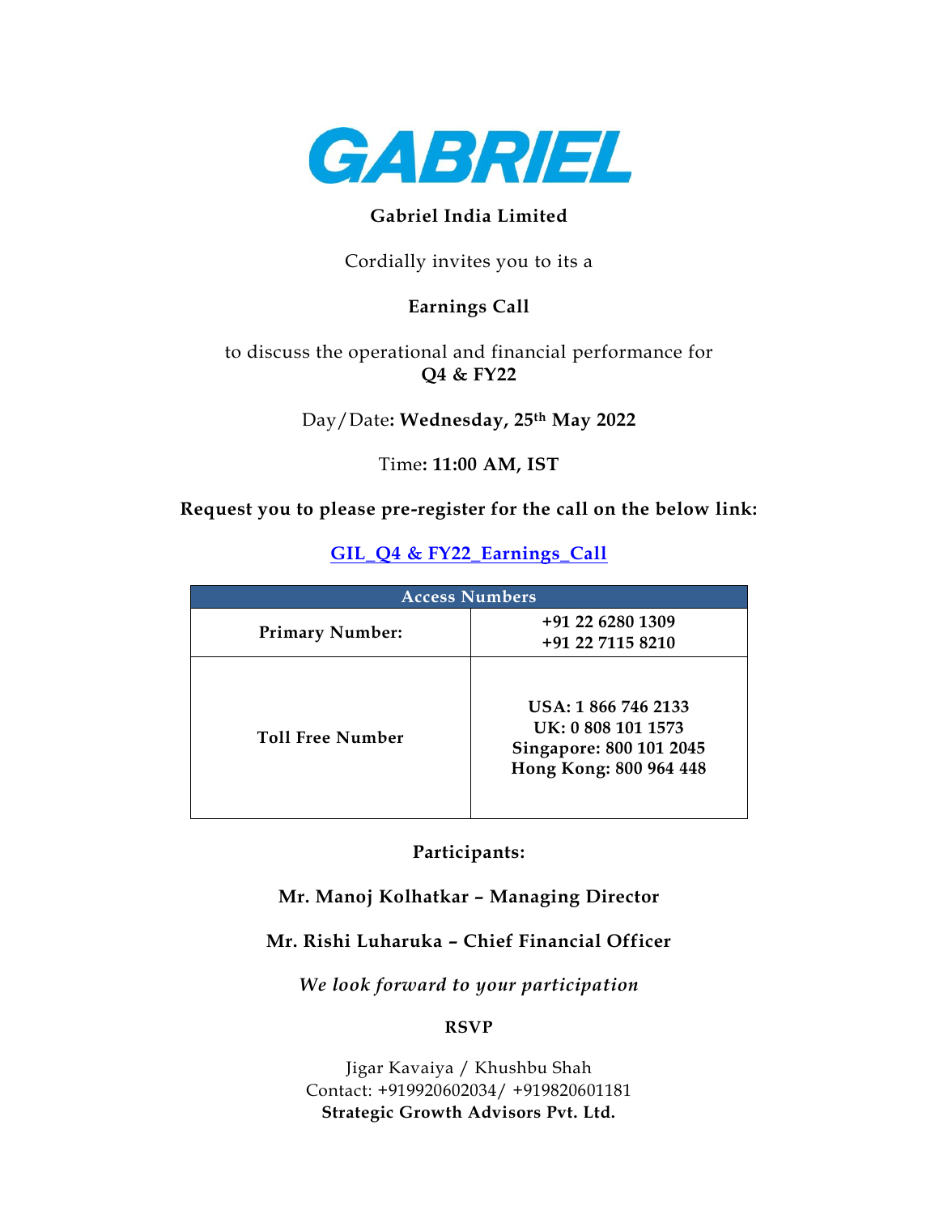# GABRIEL

**Gabriel India Limited**

Cordially invites you to its a

**Earnings Call**

to discuss the operational and financial performance for
**Q4 & FY22**

Day/Date**: Wednesday, 25th May 2022**

Time**: 11:00 AM, IST**

**Request you to please pre-register for the call on the below link:**

**GIL_Q4 & FY22_Earnings_Call**

| Access Numbers | |
|---|---|
| **Primary Number:** | **+91 22 6280 1309**<br>**+91 22 7115 8210** |
| **Toll Free Number** | **USA: 1 866 746 2133**<br>**UK: 0 808 101 1573**<br>**Singapore: 800 101 2045**<br>**Hong Kong: 800 964 448** |

**Participants:**

**Mr. Manoj Kolhatkar – Managing Director**

**Mr. Rishi Luharuka – Chief Financial Officer**

*We look forward to your participation*

**RSVP**

Jigar Kavaiya / Khushbu Shah
Contact: +919920602034/ +919820601181
**Strategic Growth Advisors Pvt. Ltd.**